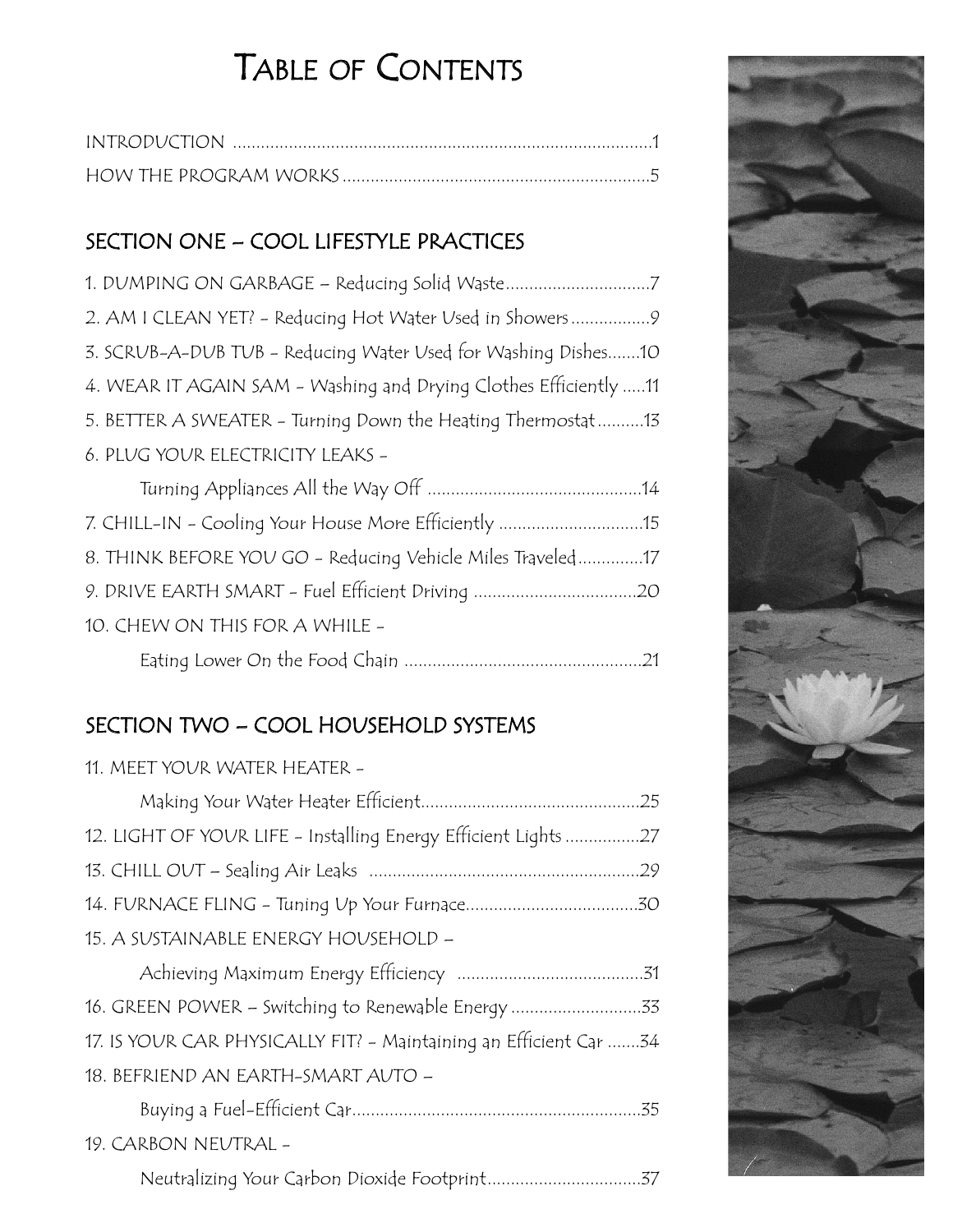# Table of Contents

INTRODUCTION ........................................................................................1
HOW THE PROGRAM WORKS ..................................................................5

## SECTION ONE – COOL LIFESTYLE PRACTICES

1. DUMPING ON GARBAGE – Reducing Solid Waste................................7
2. AM I CLEAN YET? - Reducing Hot Water Used in Showers .................9
3. SCRUB-A-DUB TUB - Reducing Water Used for Washing Dishes.......10
4. WEAR IT AGAIN SAM - Washing and Drying Clothes Efficiently .....11
5. BETTER A SWEATER - Turning Down the Heating Thermostat..........13
6. PLUG YOUR ELECTRICITY LEAKS -
   Turning Appliances All the Way Off ..............................................14
7. CHILL-IN - Cooling Your House More Efficiently ...............................15
8. THINK BEFORE YOU GO - Reducing Vehicle Miles Traveled..............17
9. DRIVE EARTH SMART - Fuel Efficient Driving ...................................20
10. CHEW ON THIS FOR A WHILE -
    Eating Lower On the Food Chain ...................................................21

## SECTION TWO – COOL HOUSEHOLD SYSTEMS

11. MEET YOUR WATER HEATER -
    Making Your Water Heater Efficient................................................25
12. LIGHT OF YOUR LIFE - Installing Energy Efficient Lights ................27
13. CHILL OUT – Sealing Air Leaks ..........................................................29
14. FURNACE FLING - Tuning Up Your Furnace......................................30
15. A SUSTAINABLE ENERGY HOUSEHOLD –
    Achieving Maximum Energy Efficiency .........................................31
16. GREEN POWER – Switching to Renewable Energy ............................33
17. IS YOUR CAR PHYSICALLY FIT? - Maintaining an Efficient Car .......34
18. BEFRIEND AN EARTH-SMART AUTO –
    Buying a Fuel-Efficient Car...............................................................35
19. CARBON NEUTRAL -
    Neutralizing Your Carbon Dioxide Footprint.................................37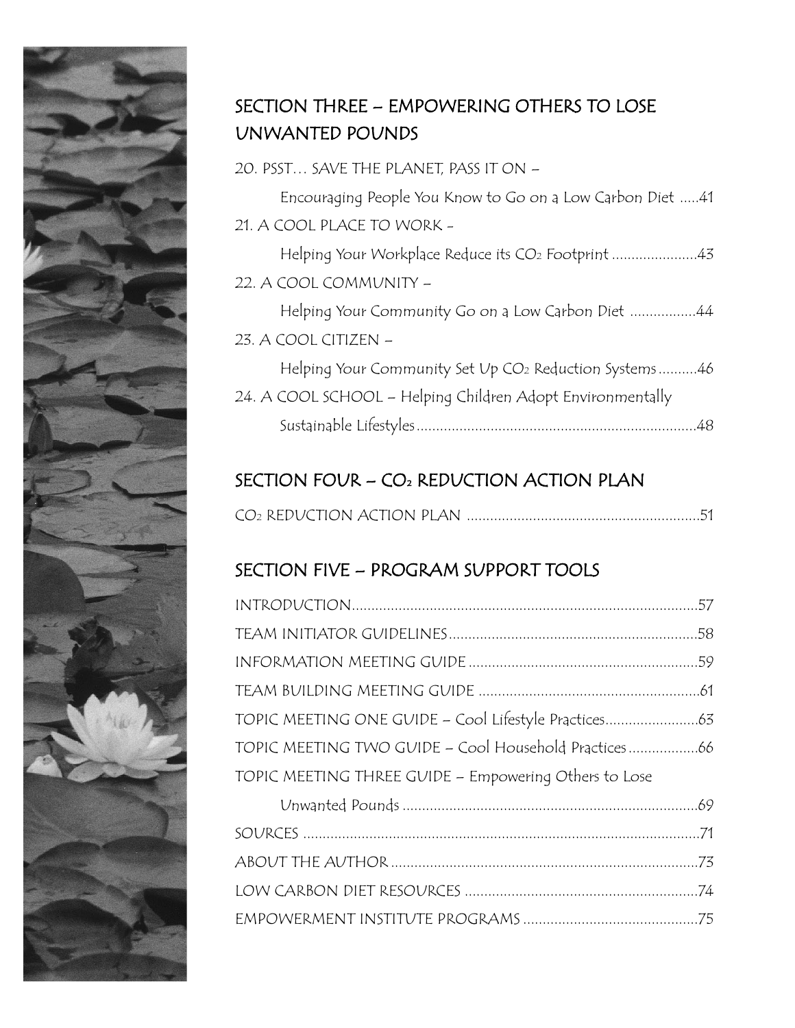## SECTION THREE – EMPOWERING OTHERS TO LOSE UNWANTED POUNDS

20. PSST… SAVE THE PLANET, PASS IT ON –
    Encouraging People You Know to Go on a Low Carbon Diet .....41

21. A COOL PLACE TO WORK -
    Helping Your Workplace Reduce its $CO_2$ Footprint ......................43

22. A COOL COMMUNITY –
    Helping Your Community Go on a Low Carbon Diet .................44

23. A COOL CITIZEN –
    Helping Your Community Set Up $CO_2$ Reduction Systems ..........46

24. A COOL SCHOOL – Helping Children Adopt Environmentally
    Sustainable Lifestyles ........................................................................48

## SECTION FOUR – $CO_2$ REDUCTION ACTION PLAN

$CO_2$ REDUCTION ACTION PLAN ............................................................51

## SECTION FIVE – PROGRAM SUPPORT TOOLS

INTRODUCTION .........................................................................................57

TEAM INITIATOR GUIDELINES ................................................................58

INFORMATION MEETING GUIDE ...........................................................59

TEAM BUILDING MEETING GUIDE ..........................................................61

TOPIC MEETING ONE GUIDE – Cool Lifestyle Practices........................63

TOPIC MEETING TWO GUIDE – Cool Household Practices ..................66

TOPIC MEETING THREE GUIDE – Empowering Others to Lose
    Unwanted Pounds ............................................................................69

SOURCES .....................................................................................................71

ABOUT THE AUTHOR ..............................................................................73

LOW CARBON DIET RESOURCES ............................................................74

EMPOWERMENT INSTITUTE PROGRAMS .............................................75